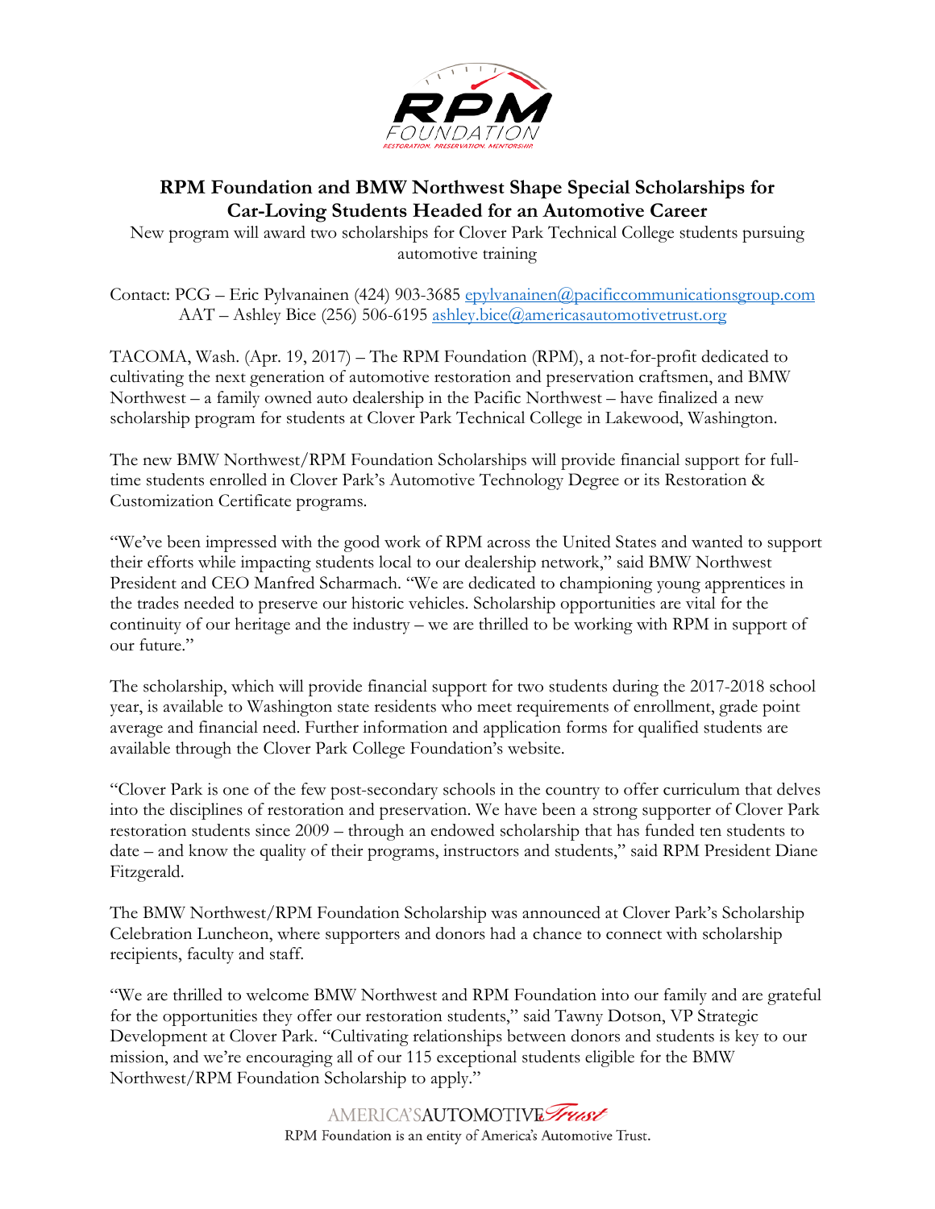# RPM Foundation and BMW Northwest Shape Special Scholarships for Car-Loving Students Headed for an Automotive Career

New program will award two scholarships for Clover Park Technical College students pursuing automotive training

Contact: PCG – Eric Pylvanainen (424) 903-3685 epylvanainen@pacificcommunicationsgroup.com
AAT – Ashley Bice (256) 506-6195 ashley.bice@americasautomotivetrust.org

TACOMA, Wash. (Apr. 19, 2017) – The RPM Foundation (RPM), a not-for-profit dedicated to cultivating the next generation of automotive restoration and preservation craftsmen, and BMW Northwest – a family owned auto dealership in the Pacific Northwest – have finalized a new scholarship program for students at Clover Park Technical College in Lakewood, Washington.

The new BMW Northwest/RPM Foundation Scholarships will provide financial support for full-time students enrolled in Clover Park's Automotive Technology Degree or its Restoration & Customization Certificate programs.

"We've been impressed with the good work of RPM across the United States and wanted to support their efforts while impacting students local to our dealership network," said BMW Northwest President and CEO Manfred Scharmach. "We are dedicated to championing young apprentices in the trades needed to preserve our historic vehicles. Scholarship opportunities are vital for the continuity of our heritage and the industry – we are thrilled to be working with RPM in support of our future."

The scholarship, which will provide financial support for two students during the 2017-2018 school year, is available to Washington state residents who meet requirements of enrollment, grade point average and financial need. Further information and application forms for qualified students are available through the Clover Park College Foundation's website.

"Clover Park is one of the few post-secondary schools in the country to offer curriculum that delves into the disciplines of restoration and preservation. We have been a strong supporter of Clover Park restoration students since 2009 – through an endowed scholarship that has funded ten students to date – and know the quality of their programs, instructors and students," said RPM President Diane Fitzgerald.

The BMW Northwest/RPM Foundation Scholarship was announced at Clover Park's Scholarship Celebration Luncheon, where supporters and donors had a chance to connect with scholarship recipients, faculty and staff.

"We are thrilled to welcome BMW Northwest and RPM Foundation into our family and are grateful for the opportunities they offer our restoration students," said Tawny Dotson, VP Strategic Development at Clover Park. "Cultivating relationships between donors and students is key to our mission, and we're encouraging all of our 115 exceptional students eligible for the BMW Northwest/RPM Foundation Scholarship to apply."

RPM Foundation is an entity of America's Automotive Trust.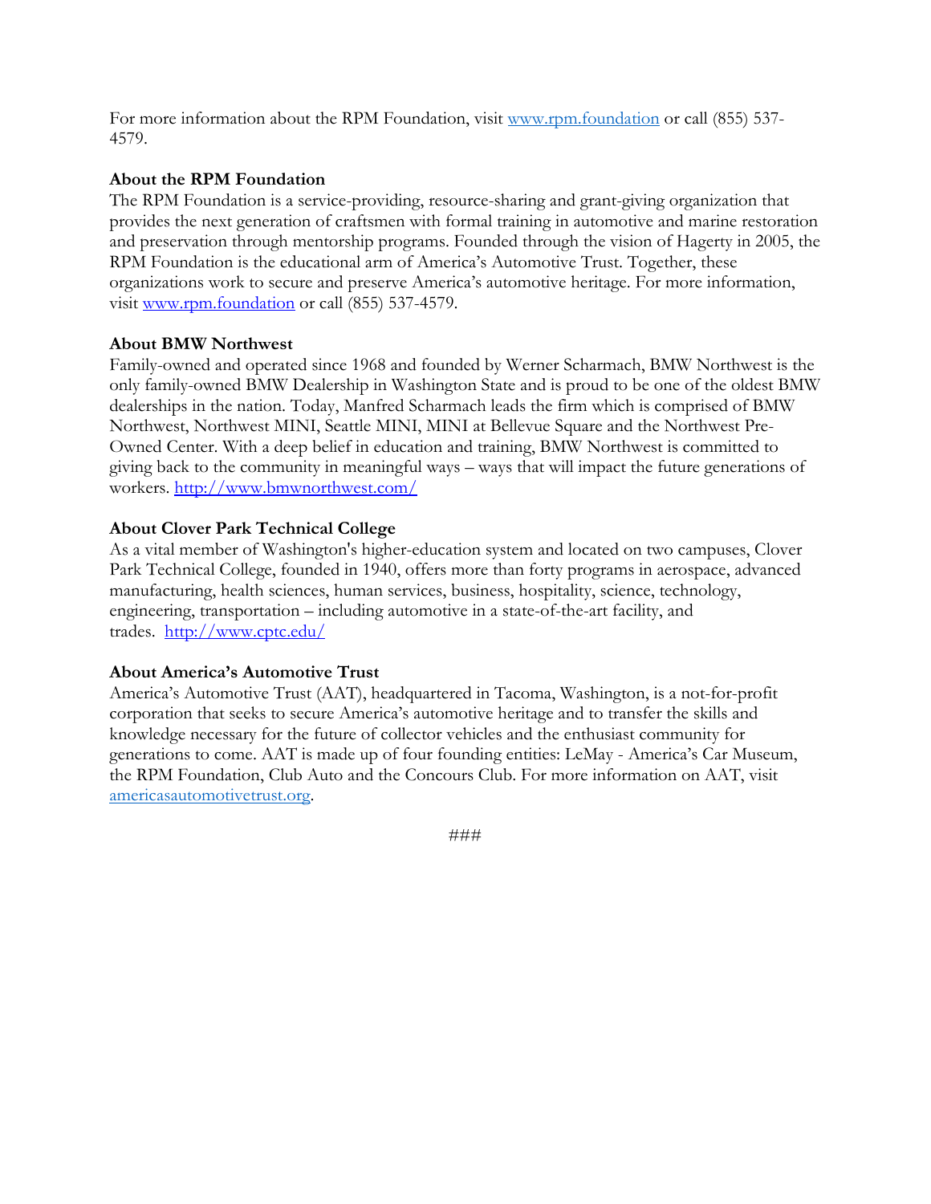For more information about the RPM Foundation, visit [www.rpm.foundation](http://www.rpm.foundation) or call (855) 537-4579.

**About the RPM Foundation**

The RPM Foundation is a service-providing, resource-sharing and grant-giving organization that provides the next generation of craftsmen with formal training in automotive and marine restoration and preservation through mentorship programs. Founded through the vision of Hagerty in 2005, the RPM Foundation is the educational arm of America's Automotive Trust. Together, these organizations work to secure and preserve America's automotive heritage. For more information, visit [www.rpm.foundation](http://www.rpm.foundation) or call (855) 537-4579.

**About BMW Northwest**

Family-owned and operated since 1968 and founded by Werner Scharmach, BMW Northwest is the only family-owned BMW Dealership in Washington State and is proud to be one of the oldest BMW dealerships in the nation. Today, Manfred Scharmach leads the firm which is comprised of BMW Northwest, Northwest MINI, Seattle MINI, MINI at Bellevue Square and the Northwest Pre-Owned Center. With a deep belief in education and training, BMW Northwest is committed to giving back to the community in meaningful ways – ways that will impact the future generations of workers. [http://www.bmwnorthwest.com/](http://www.bmwnorthwest.com/)

**About Clover Park Technical College**

As a vital member of Washington's higher-education system and located on two campuses, Clover Park Technical College, founded in 1940, offers more than forty programs in aerospace, advanced manufacturing, health sciences, human services, business, hospitality, science, technology, engineering, transportation – including automotive in a state-of-the-art facility, and trades. [http://www.cptc.edu/](http://www.cptc.edu/)

**About America's Automotive Trust**

America's Automotive Trust (AAT), headquartered in Tacoma, Washington, is a not-for-profit corporation that seeks to secure America's automotive heritage and to transfer the skills and knowledge necessary for the future of collector vehicles and the enthusiast community for generations to come. AAT is made up of four founding entities: LeMay - America's Car Museum, the RPM Foundation, Club Auto and the Concours Club. For more information on AAT, visit [americasautomotivetrust.org](http://americasautomotivetrust.org).

###